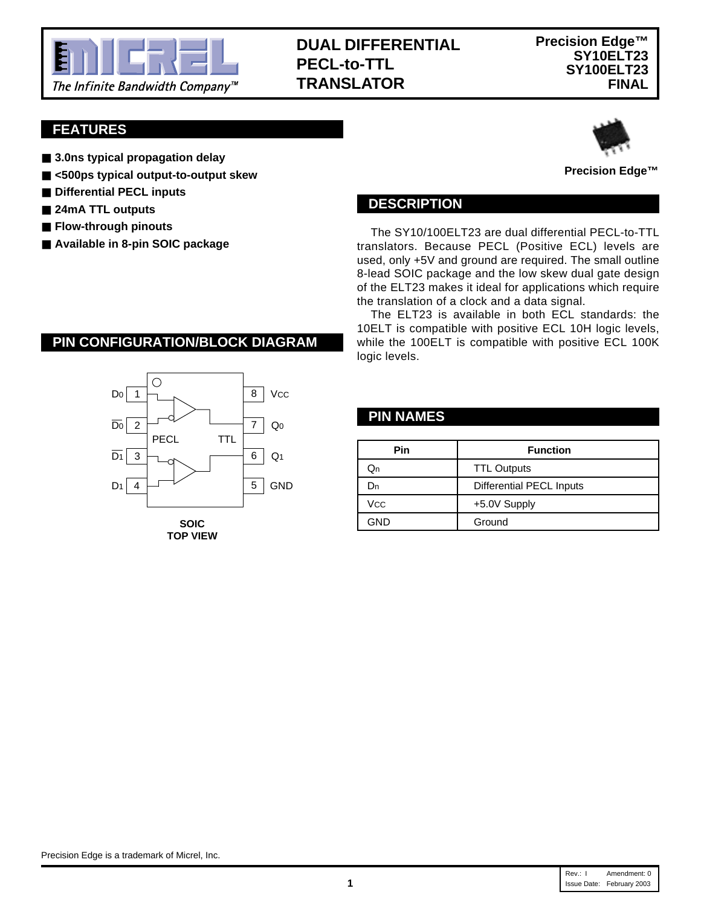# DUAL DIFFERENTIAL PECL-to-TTL TRANSLATOR

**Precision Edge™**
**SY10ELT23**
**SY100ELT23**
**FINAL**

## FEATURES

- **3.0ns typical propagation delay**
- **<500ps typical output-to-output skew**
- **Differential PECL inputs**
- **24mA TTL outputs**
- **Flow-through pinouts**
- **Available in 8-pin SOIC package**

**Precision Edge™**

## DESCRIPTION

The SY10/100ELT23 are dual differential PECL-to-TTL translators. Because PECL (Positive ECL) levels are used, only +5V and ground are required. The small outline 8-lead SOIC package and the low skew dual gate design of the ELT23 makes it ideal for applications which require the translation of a clock and a data signal.

The ELT23 is available in both ECL standards: the 10ELT is compatible with positive ECL 10H logic levels, while the 100ELT is compatible with positive ECL 100K logic levels.

## PIN CONFIGURATION/BLOCK DIAGRAM

| Pin | Name | Pin | Name |
|---|---|---|---|
| 1 | $D_0$ | 8 | VCC |
| 2 | $\overline{D_0}$ | 7 | $Q_0$ |
| 3 | $\overline{D_1}$ | 6 | $Q_1$ |
| 4 | $D_1$ | 5 | GND |

PECL TTL

**SOIC**
**TOP VIEW**

## PIN NAMES

| Pin | Function |
|---|---|
| $Q_n$ | TTL Outputs |
| $D_n$ | Differential PECL Inputs |
| VCC | +5.0V Supply |
| GND | Ground |

Precision Edge is a trademark of Micrel, Inc.

Rev.: I Amendment: 0
Issue Date: February 2003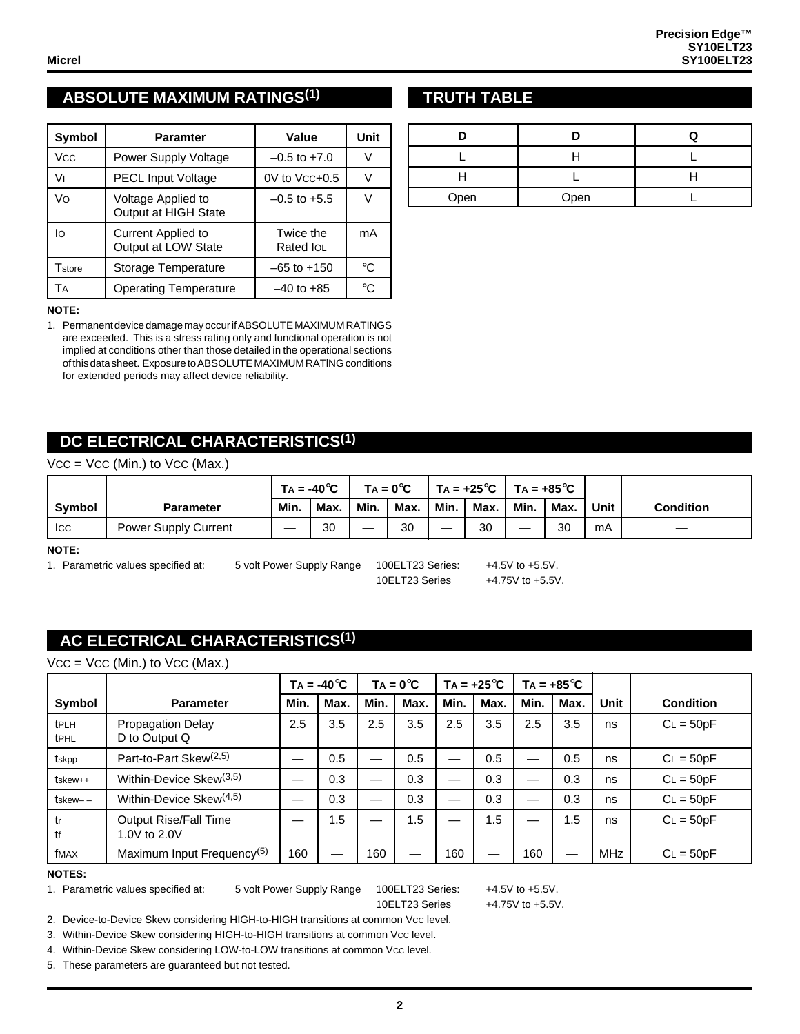## ABSOLUTE MAXIMUM RATINGS[1]

| Symbol | Paramter | Value | Unit |
|---|---|---|---|
| $V_{CC}$ | Power Supply Voltage | –0.5 to +7.0 | V |
| $V_I$ | PECL Input Voltage | 0V to $V_{CC}$+0.5 | V |
| $V_O$ | Voltage Applied to Output at HIGH State | –0.5 to +5.5 | V |
| $I_O$ | Current Applied to Output at LOW State | Twice the Rated $I_{OL}$ | mA |
| $T_{store}$ | Storage Temperature | –65 to +150 | °C |
| $T_A$ | Operating Temperature | –40 to +85 | °C |

**NOTE:**

1. Permanent device damage may occur if ABSOLUTE MAXIMUM RATINGS are exceeded. This is a stress rating only and functional operation is not implied at conditions other than those detailed in the operational sections of this data sheet. Exposure to ABSOLUTE MAXIMUM RATING conditions for extended periods may affect device reliability.

## TRUTH TABLE

| D | $\overline{D}$ | Q |
|---|---|---|
| L | H | L |
| H | L | H |
| Open | Open | L |

## DC ELECTRICAL CHARACTERISTICS[1]

$V_{CC}$ = $V_{CC}$ (Min.) to $V_{CC}$ (Max.)

| | | $T_A$ = -40°C | | $T_A$ = 0°C | | $T_A$ = +25°C | | $T_A$ = +85°C | | | |
|---|---|---|---|---|---|---|---|---|---|---|---|
| Symbol | Parameter | Min. | Max. | Min. | Max. | Min. | Max. | Min. | Max. | Unit | Condition |
| $I_{CC}$ | Power Supply Current | — | 30 | — | 30 | — | 30 | — | 30 | mA | — |

**NOTE:**

1. Parametric values specified at: 5 volt Power Supply Range 100ELT23 Series: +4.5V to +5.5V. 10ELT23 Series +4.75V to +5.5V.

## AC ELECTRICAL CHARACTERISTICS[1]

$V_{CC}$ = $V_{CC}$ (Min.) to $V_{CC}$ (Max.)

| | | $T_A$ = -40°C | | $T_A$ = 0°C | | $T_A$ = +25°C | | $T_A$ = +85°C | | | |
|---|---|---|---|---|---|---|---|---|---|---|---|
| Symbol | Parameter | Min. | Max. | Min. | Max. | Min. | Max. | Min. | Max. | Unit | Condition |
| $t_{PLH}$ $t_{PHL}$ | Propagation Delay D to Output Q | 2.5 | 3.5 | 2.5 | 3.5 | 2.5 | 3.5 | 2.5 | 3.5 | ns | $C_L$ = 50pF |
| $t_{skpp}$ | Part-to-Part Skew[2,5] | — | 0.5 | — | 0.5 | — | 0.5 | — | 0.5 | ns | $C_L$ = 50pF |
| $t_{skew++}$ | Within-Device Skew[3,5] | — | 0.3 | — | 0.3 | — | 0.3 | — | 0.3 | ns | $C_L$ = 50pF |
| $t_{skew--}$ | Within-Device Skew[4,5] | — | 0.3 | — | 0.3 | — | 0.3 | — | 0.3 | ns | $C_L$ = 50pF |
| $t_r$ $t_f$ | Output Rise/Fall Time 1.0V to 2.0V | — | 1.5 | — | 1.5 | — | 1.5 | — | 1.5 | ns | $C_L$ = 50pF |
| $f_{MAX}$ | Maximum Input Frequency[5] | 160 | — | 160 | — | 160 | — | 160 | — | MHz | $C_L$ = 50pF |

**NOTES:**

1. Parametric values specified at: 5 volt Power Supply Range 100ELT23 Series: +4.5V to +5.5V. 10ELT23 Series +4.75V to +5.5V.
2. Device-to-Device Skew considering HIGH-to-HIGH transitions at common $V_{CC}$ level.
3. Within-Device Skew considering HIGH-to-HIGH transitions at common $V_{CC}$ level.
4. Within-Device Skew considering LOW-to-LOW transitions at common $V_{CC}$ level.
5. These parameters are guaranteed but not tested.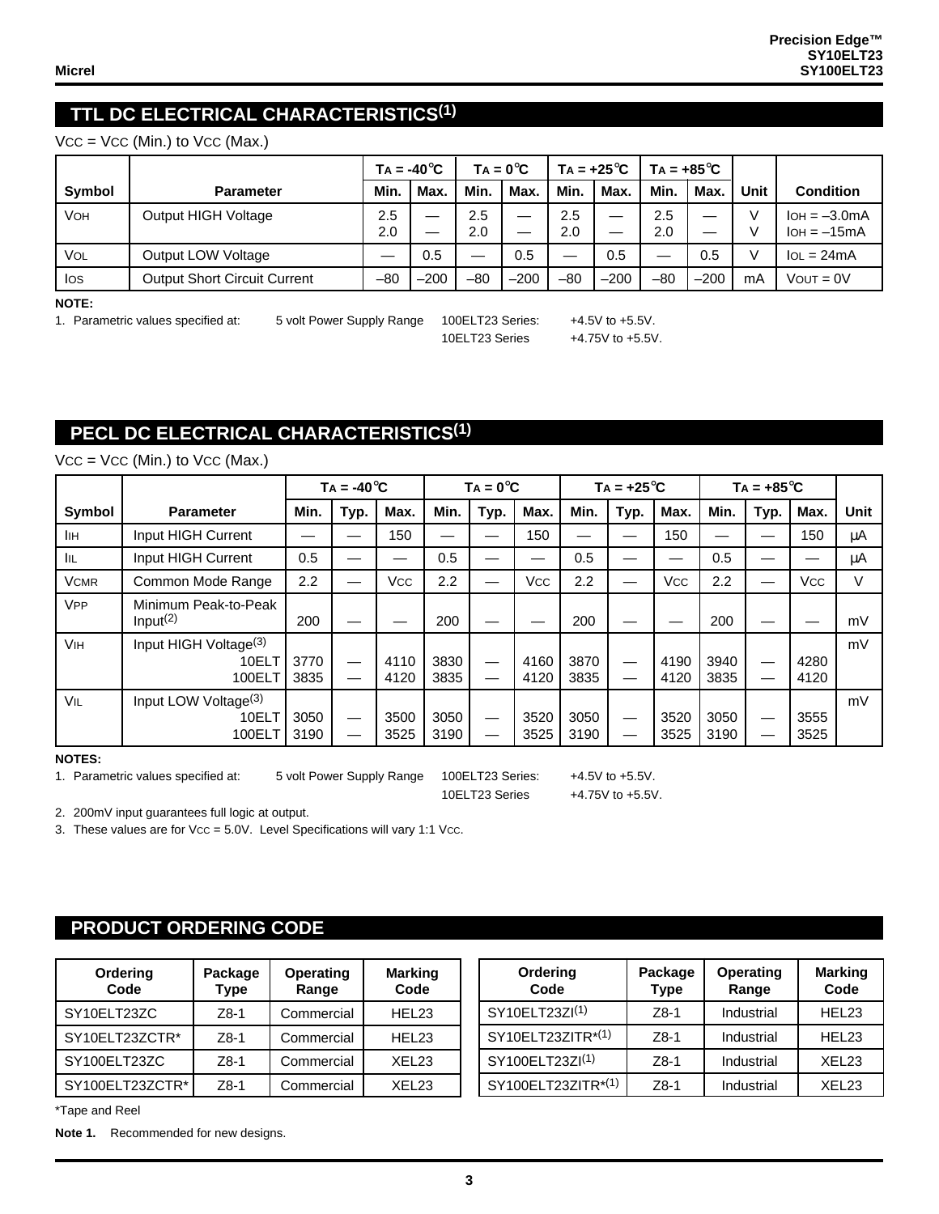## TTL DC ELECTRICAL CHARACTERISTICS(1)

$V_{CC}$ = $V_{CC}$ (Min.) to $V_{CC}$ (Max.)

| Symbol | Parameter | $T_A$ = -40°C | | $T_A$ = 0°C | | $T_A$ = +25°C | | $T_A$ = +85°C | | Unit | Condition |
|---|---|---|---|---|---|---|---|---|---|---|---|
| | | Min. | Max. | Min. | Max. | Min. | Max. | Min. | Max. | | |
| $V_{OH}$ | Output HIGH Voltage | 2.5<br>2.0 | —<br>— | 2.5<br>2.0 | —<br>— | 2.5<br>2.0 | —<br>— | 2.5<br>2.0 | —<br>— | V<br>V | $I_{OH}$ = –3.0mA<br>$I_{OH}$ = –15mA |
| $V_{OL}$ | Output LOW Voltage | — | 0.5 | — | 0.5 | — | 0.5 | — | 0.5 | V | $I_{OL}$ = 24mA |
| $I_{OS}$ | Output Short Circuit Current | –80 | –200 | –80 | –200 | –80 | –200 | –80 | –200 | mA | $V_{OUT}$ = 0V |

**NOTE:**

1. Parametric values specified at: 5 volt Power Supply Range 100ELT23 Series: +4.5V to +5.5V. 10ELT23 Series +4.75V to +5.5V.

## PECL DC ELECTRICAL CHARACTERISTICS(1)

$V_{CC}$ = $V_{CC}$ (Min.) to $V_{CC}$ (Max.)

| Symbol | Parameter | $T_A$ = -40°C | | | $T_A$ = 0°C | | | $T_A$ = +25°C | | | $T_A$ = +85°C | | | Unit |
|---|---|---|---|---|---|---|---|---|---|---|---|---|---|---|
| | | Min. | Typ. | Max. | Min. | Typ. | Max. | Min. | Typ. | Max. | Min. | Typ. | Max. | |
| $I_{IH}$ | Input HIGH Current | — | — | 150 | — | — | 150 | — | — | 150 | — | — | 150 | μA |
| $I_{IL}$ | Input HIGH Current | 0.5 | — | — | 0.5 | — | — | 0.5 | — | — | 0.5 | — | — | μA |
| $V_{CMR}$ | Common Mode Range | 2.2 | — | $V_{CC}$ | 2.2 | — | $V_{CC}$ | 2.2 | — | $V_{CC}$ | 2.2 | — | $V_{CC}$ | V |
| $V_{PP}$ | Minimum Peak-to-Peak Input(2) | 200 | — | — | 200 | — | — | 200 | — | — | 200 | — | — | mV |
| $V_{IH}$ | Input HIGH Voltage(3)<br>10ELT<br>100ELT | <br>3770<br>3835 | <br>—<br>— | <br>4110<br>4120 | <br>3830<br>3835 | <br>—<br>— | <br>4160<br>4120 | <br>3870<br>3835 | <br>—<br>— | <br>4190<br>4120 | <br>3940<br>3835 | <br>—<br>— | <br>4280<br>4120 | mV |
| $V_{IL}$ | Input LOW Voltage(3)<br>10ELT<br>100ELT | <br>3050<br>3190 | <br>—<br>— | <br>3500<br>3525 | <br>3050<br>3190 | <br>—<br>— | <br>3520<br>3525 | <br>3050<br>3190 | <br>—<br>— | <br>3520<br>3525 | <br>3050<br>3190 | <br>—<br>— | <br>3555<br>3525 | mV |

**NOTES:**

1. Parametric values specified at: 5 volt Power Supply Range 100ELT23 Series: +4.5V to +5.5V. 10ELT23 Series +4.75V to +5.5V.
2. 200mV input guarantees full logic at output.
3. These values are for $V_{CC}$ = 5.0V. Level Specifications will vary 1:1 $V_{CC}$.

## PRODUCT ORDERING CODE

| Ordering Code | Package Type | Operating Range | Marking Code |
|---|---|---|---|
| SY10ELT23ZC | Z8-1 | Commercial | HEL23 |
| SY10ELT23ZCTR* | Z8-1 | Commercial | HEL23 |
| SY100ELT23ZC | Z8-1 | Commercial | XEL23 |
| SY100ELT23ZCTR* | Z8-1 | Commercial | XEL23 |

| Ordering Code | Package Type | Operating Range | Marking Code |
|---|---|---|---|
| SY10ELT23ZI(1) | Z8-1 | Industrial | HEL23 |
| SY10ELT23ZITR*(1) | Z8-1 | Industrial | HEL23 |
| SY100ELT23ZI(1) | Z8-1 | Industrial | XEL23 |
| SY100ELT23ZITR*(1) | Z8-1 | Industrial | XEL23 |

*Tape and Reel

**Note 1.** Recommended for new designs.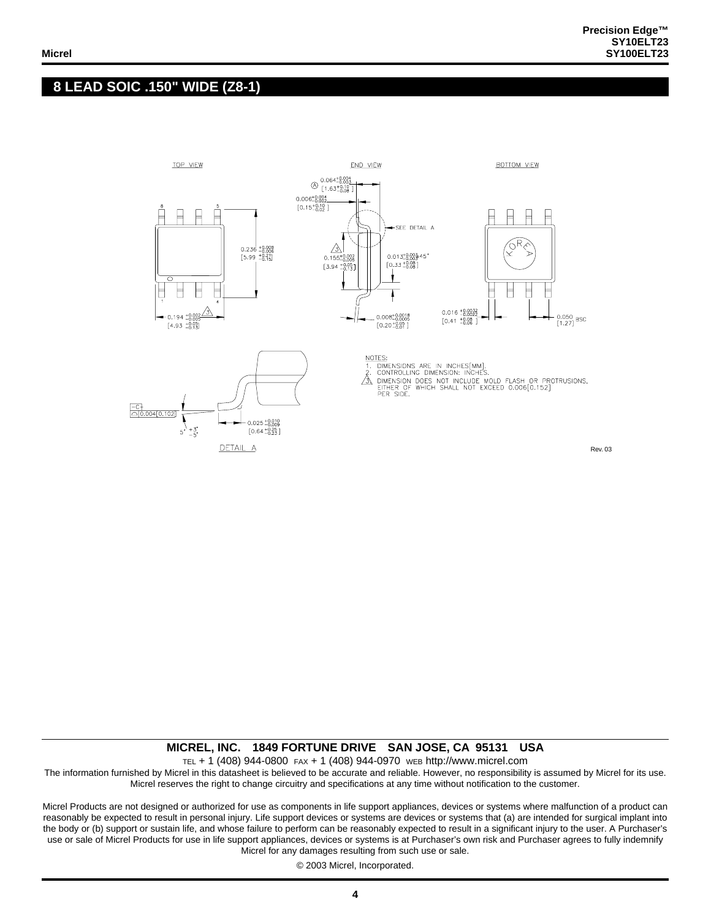## 8 LEAD SOIC .150" WIDE (Z8-1)

TOP VIEW

END VIEW

BOTTOM VIEW

0.064 +0.004 −0.003 [1.63 +0.10 −0.08]

0.006 +0.004 −0.002 [0.15 +0.10 −0.02]

SEE DETAIL A

0.236 +0.008 −0.006 [5.99 +0.21 −0.15]

0.155 +0.002 −0.005 [3.94 +0.05 −0.13]

0.013 +0.003 −0.003 X45°
[0.33 +0.08 −0.08]

0.194 +0.002 −0.005 [4.93 +0.05 −0.13]

0.008 +0.0018 −0.0005 [0.20 +0.05 −0.01]

0.016 +0.0032 −0.0022 [0.41 +0.08 −0.06]

0.050 BSC [1.27]

KOREA

−C−
0.004 [0.102]

5° +3° −5°

0.025 +0.010 −0.009 [0.64 +0.25 −0.23]

DETAIL A

NOTES:
1. DIMENSIONS ARE IN INCHES[MM].
2. CONTROLLING DIMENSION: INCHES.
3. DIMENSION DOES NOT INCLUDE MOLD FLASH OR PROTRUSIONS, EITHER OF WHICH SHALL NOT EXCEED 0.006[0.152] PER SIDE.

Rev. 03

**MICREL, INC. 1849 FORTUNE DRIVE SAN JOSE, CA 95131 USA**

TEL + 1 (408) 944-0800 FAX + 1 (408) 944-0970 WEB http://www.micrel.com

The information furnished by Micrel in this datasheet is believed to be accurate and reliable. However, no responsibility is assumed by Micrel for its use. Micrel reserves the right to change circuitry and specifications at any time without notification to the customer.

Micrel Products are not designed or authorized for use as components in life support appliances, devices or systems where malfunction of a product can reasonably be expected to result in personal injury. Life support devices or systems are devices or systems that (a) are intended for surgical implant into the body or (b) support or sustain life, and whose failure to perform can be reasonably expected to result in a significant injury to the user. A Purchaser's use or sale of Micrel Products for use in life support appliances, devices or systems is at Purchaser's own risk and Purchaser agrees to fully indemnify Micrel for any damages resulting from such use or sale.

© 2003 Micrel, Incorporated.